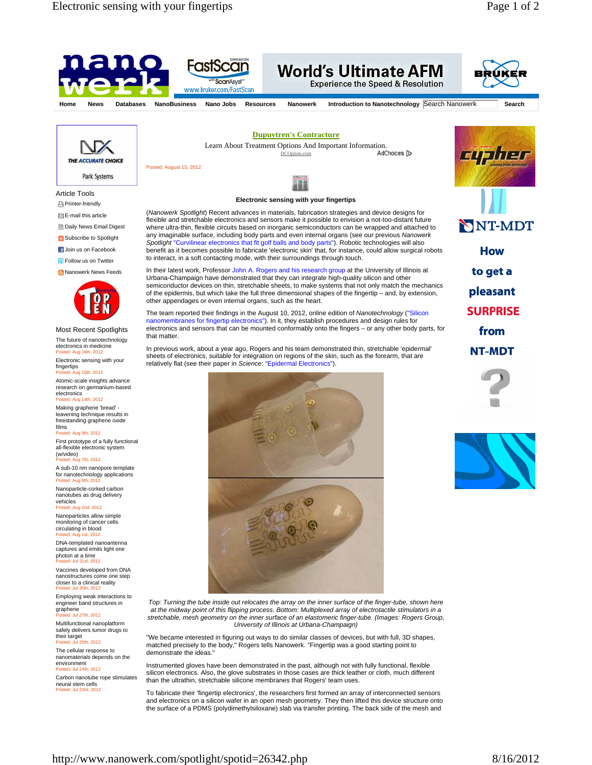Posted: August 15, 2012

# Electronic sensing with your fingertips

(*Nanowerk Spotlight*) Recent advances in materials, fabrication strategies and device designs for flexible and stretchable electronics and sensors make it possible to envision a not-too-distant future where ultra-thin, flexible circuits based on inorganic semiconductors can be wrapped and attached to any imaginable surface, including body parts and even internal organs (see our previous *Nanowerk Spotlight* "Curvilinear electronics that fit golf balls and body parts"). Robotic technologies will also benefit as it becomes possible to fabricate 'electronic skin' that, for instance, could allow surgical robots to interact, in a soft contacting mode, with their surroundings through touch.

In their latest work, Professor John A. Rogers and his research group at the University of Illinois at Urbana-Champaign have demonstrated that they can integrate high-quality silicon and other semiconductor devices on thin, stretchable sheets, to make systems that not only match the mechanics of the epidermis, but which take the full three dimensional shapes of the fingertip – and, by extension, other appendages or even internal organs, such as the heart.

The team reported their findings in the August 10, 2012, online edition of *Nanotechnology* ("Silicon nanomembranes for fingertip electronics"). In it, they establish procedures and design rules for electronics and sensors that can be mounted conformably onto the fingers – or any other body parts, for that matter.

In previous work, about a year ago, Rogers and his team demonstrated thin, stretchable 'epidermal' sheets of electronics, suitable for integration on regions of the skin, such as the forearm, that are relatively flat (see their paper in *Science*: "Epidermal Electronics").

*Top: Turning the tube inside out relocates the array on the inner surface of the finger-tube, shown here at the midway point of this flipping process. Bottom: Multiplexed array of electrotactile stimulators in a stretchable, mesh geometry on the inner surface of an elastomeric finger-tube. (Images: Rogers Group, University of Illinois at Urbana-Champaign)*

"We became interested in figuring out ways to do similar classes of devices, but with full, 3D shapes, matched precisely to the body," Rogers tells Nanowerk. "Fingertip was a good starting point to demonstrate the ideas."

Instrumented gloves have been demonstrated in the past, although not with fully functional, flexible silicon electronics. Also, the glove substrates in those cases are thick leather or cloth, much different than the ultrathin, stretchable silicone membranes that Rogers' team uses.

To fabricate their 'fingertip electronics', the researchers first formed an array of interconnected sensors and electronics on a silicon wafer in an open mesh geometry. They then lifted this device structure onto the surface of a PDMS (polydimethylsiloxane) slab via transfer printing. The back side of the mesh and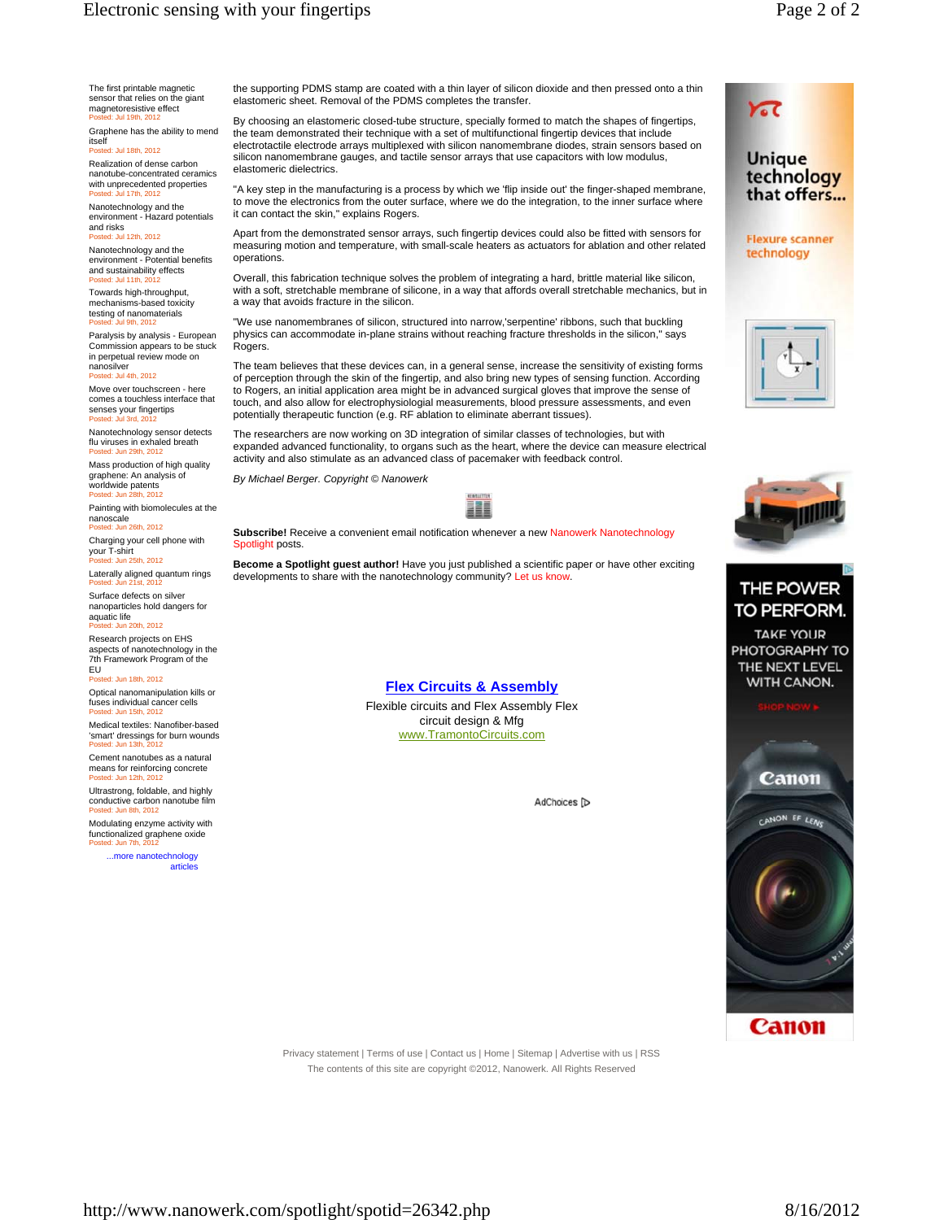the supporting PDMS stamp are coated with a thin layer of silicon dioxide and then pressed onto a thin elastomeric sheet. Removal of the PDMS completes the transfer.

By choosing an elastomeric closed-tube structure, specially formed to match the shapes of fingertips, the team demonstrated their technique with a set of multifunctional fingertip devices that include electrotactile electrode arrays multiplexed with silicon nanomembrane diodes, strain sensors based on silicon nanomembrane gauges, and tactile sensor arrays that use capacitors with low modulus, elastomeric dielectrics.

"A key step in the manufacturing is a process by which we 'flip inside out' the finger-shaped membrane, to move the electronics from the outer surface, where we do the integration, to the inner surface where it can contact the skin," explains Rogers.

Apart from the demonstrated sensor arrays, such fingertip devices could also be fitted with sensors for measuring motion and temperature, with small-scale heaters as actuators for ablation and other related operations.

Overall, this fabrication technique solves the problem of integrating a hard, brittle material like silicon, with a soft, stretchable membrane of silicone, in a way that affords overall stretchable mechanics, but in a way that avoids fracture in the silicon.

"We use nanomembranes of silicon, structured into narrow,'serpentine' ribbons, such that buckling physics can accommodate in-plane strains without reaching fracture thresholds in the silicon," says Rogers.

The team believes that these devices can, in a general sense, increase the sensitivity of existing forms of perception through the skin of the fingertip, and also bring new types of sensing function. According to Rogers, an initial application area might be in advanced surgical gloves that improve the sense of touch, and also allow for electrophysiological measurements, blood pressure assessments, and even potentially therapeutic function (e.g. RF ablation to eliminate aberrant tissues).

The researchers are now working on 3D integration of similar classes of technologies, but with expanded advanced functionality, to organs such as the heart, where the device can measure electrical activity and also stimulate as an advanced class of pacemaker with feedback control.

*By Michael Berger. Copyright © Nanowerk*

**Subscribe!** Receive a convenient email notification whenever a new Nanowerk Nanotechnology Spotlight posts.

**Become a Spotlight guest author!** Have you just published a scientific paper or have other exciting developments to share with the nanotechnology community? Let us know.

The first printable magnetic sensor that relies on the giant magnetoresistive effect
Posted: Jul 19th, 2012

Graphene has the ability to mend itself
Posted: Jul 18th, 2012

Realization of dense carbon nanotube-concentrated ceramics with unprecedented properties
Posted: Jul 17th, 2012

Nanotechnology and the environment - Hazard potentials and risks
Posted: Jul 12th, 2012

Nanotechnology and the environment - Potential benefits and sustainability effects
Posted: Jul 11th, 2012

Towards high-throughput, mechanisms-based toxicity testing of nanomaterials
Posted: Jul 9th, 2012

Paralysis by analysis - European Commission appears to be stuck in perpetual review mode on nanosilver
Posted: Jul 4th, 2012

Move over touchscreen - here comes a touchless interface that senses your fingertips
Posted: Jul 3rd, 2012

Nanotechnology sensor detects flu viruses in exhaled breath
Posted: Jun 29th, 2012

Mass production of high quality graphene: An analysis of worldwide patents
Posted: Jun 28th, 2012

Painting with biomolecules at the nanoscale
Posted: Jun 26th, 2012

Charging your cell phone with your T-shirt
Posted: Jun 25th, 2012

Laterally aligned quantum rings
Posted: Jun 21st, 2012

Surface defects on silver nanoparticles hold dangers for aquatic life
Posted: Jun 20th, 2012

Research projects on EHS aspects of nanotechnology in the 7th Framework Program of the EU
Posted: Jun 18th, 2012

Optical nanomanipulation kills or fuses individual cancer cells
Posted: Jun 15th, 2012

Medical textiles: Nanofiber-based 'smart' dressings for burn wounds
Posted: Jun 13th, 2012

Cement nanotubes as a natural means for reinforcing concrete
Posted: Jun 12th, 2012

Ultrastrong, foldable, and highly conductive carbon nanotube film
Posted: Jun 8th, 2012

Modulating enzyme activity with functionalized graphene oxide
Posted: Jun 7th, 2012

...more nanotechnology articles

Privacy statement | Terms of use | Contact us | Home | Sitemap | Advertise with us | RSS

The contents of this site are copyright ©2012, Nanowerk. All Rights Reserved